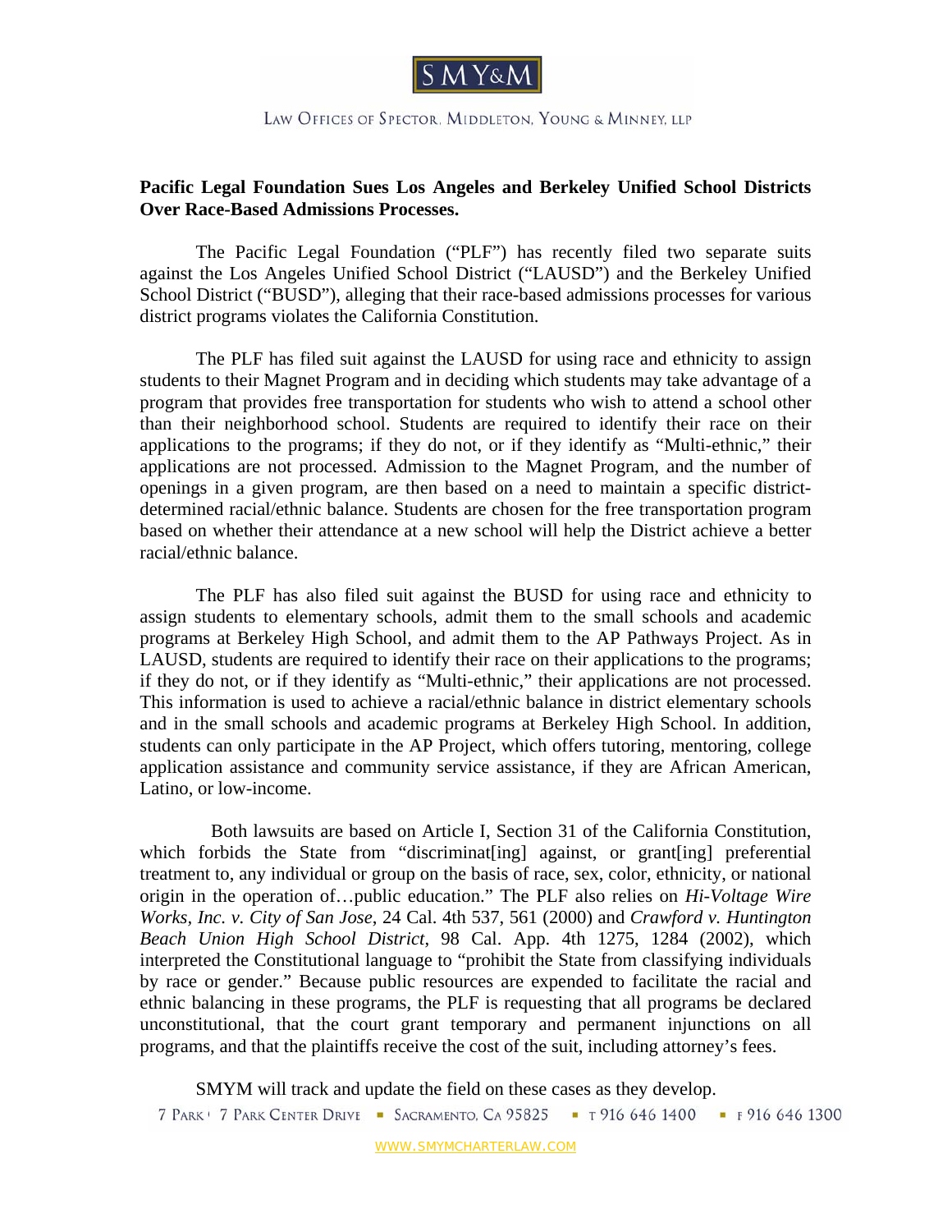SMY&M

LAW OFFICES OF SPECTOR, MIDDLETON, YOUNG & MINNEY, LLP

**Pacific Legal Foundation Sues Los Angeles and Berkeley Unified School Districts Over Race-Based Admissions Processes.**

The Pacific Legal Foundation ("PLF") has recently filed two separate suits against the Los Angeles Unified School District ("LAUSD") and the Berkeley Unified School District ("BUSD"), alleging that their race-based admissions processes for various district programs violates the California Constitution.

The PLF has filed suit against the LAUSD for using race and ethnicity to assign students to their Magnet Program and in deciding which students may take advantage of a program that provides free transportation for students who wish to attend a school other than their neighborhood school. Students are required to identify their race on their applications to the programs; if they do not, or if they identify as "Multi-ethnic," their applications are not processed. Admission to the Magnet Program, and the number of openings in a given program, are then based on a need to maintain a specific district-determined racial/ethnic balance. Students are chosen for the free transportation program based on whether their attendance at a new school will help the District achieve a better racial/ethnic balance.

The PLF has also filed suit against the BUSD for using race and ethnicity to assign students to elementary schools, admit them to the small schools and academic programs at Berkeley High School, and admit them to the AP Pathways Project. As in LAUSD, students are required to identify their race on their applications to the programs; if they do not, or if they identify as "Multi-ethnic," their applications are not processed. This information is used to achieve a racial/ethnic balance in district elementary schools and in the small schools and academic programs at Berkeley High School. In addition, students can only participate in the AP Project, which offers tutoring, mentoring, college application assistance and community service assistance, if they are African American, Latino, or low-income.

Both lawsuits are based on Article I, Section 31 of the California Constitution, which forbids the State from "discriminat[ing] against, or grant[ing] preferential treatment to, any individual or group on the basis of race, sex, color, ethnicity, or national origin in the operation of…public education." The PLF also relies on *Hi-Voltage Wire Works, Inc. v. City of San Jose*, 24 Cal. 4th 537, 561 (2000) and *Crawford v. Huntington Beach Union High School District*, 98 Cal. App. 4th 1275, 1284 (2002), which interpreted the Constitutional language to "prohibit the State from classifying individuals by race or gender." Because public resources are expended to facilitate the racial and ethnic balancing in these programs, the PLF is requesting that all programs be declared unconstitutional, that the court grant temporary and permanent injunctions on all programs, and that the plaintiffs receive the cost of the suit, including attorney's fees.

SMYM will track and update the field on these cases as they develop.

7 PARK | 7 PARK CENTER DRIVE ▪ SACRAMENTO, CA 95825 ▪ T 916 646 1400 ▪ F 916 646 1300

WWW.SMYMCHARTERLAW.COM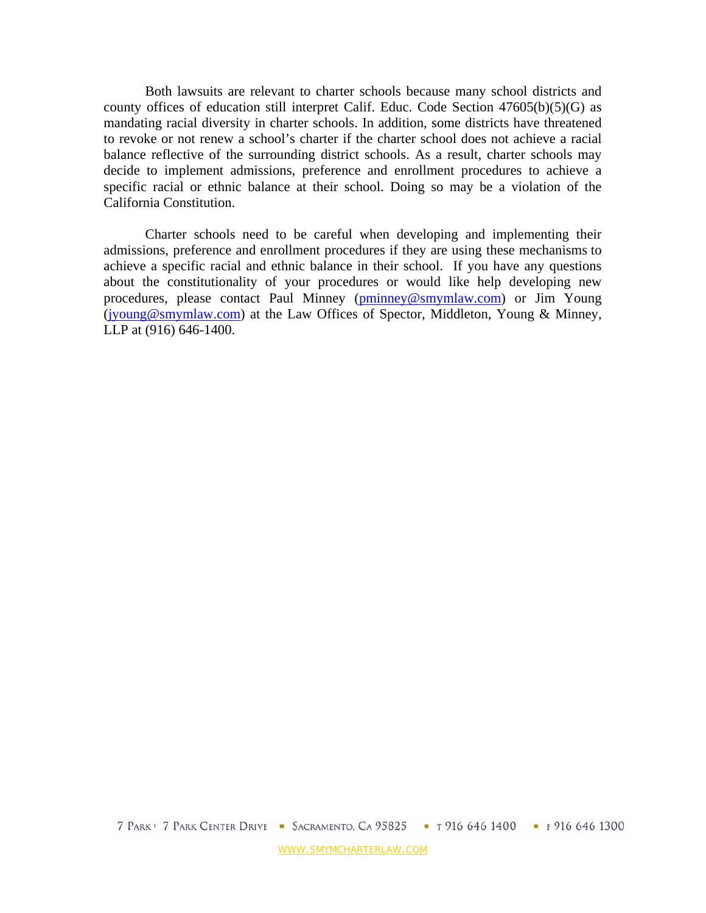Both lawsuits are relevant to charter schools because many school districts and county offices of education still interpret Calif. Educ. Code Section 47605(b)(5)(G) as mandating racial diversity in charter schools. In addition, some districts have threatened to revoke or not renew a school's charter if the charter school does not achieve a racial balance reflective of the surrounding district schools. As a result, charter schools may decide to implement admissions, preference and enrollment procedures to achieve a specific racial or ethnic balance at their school. Doing so may be a violation of the California Constitution.

Charter schools need to be careful when developing and implementing their admissions, preference and enrollment procedures if they are using these mechanisms to achieve a specific racial and ethnic balance in their school. If you have any questions about the constitutionality of your procedures or would like help developing new procedures, please contact Paul Minney (pminney@smymlaw.com) or Jim Young (jyoung@smymlaw.com) at the Law Offices of Spector, Middleton, Young & Minney, LLP at (916) 646-1400.